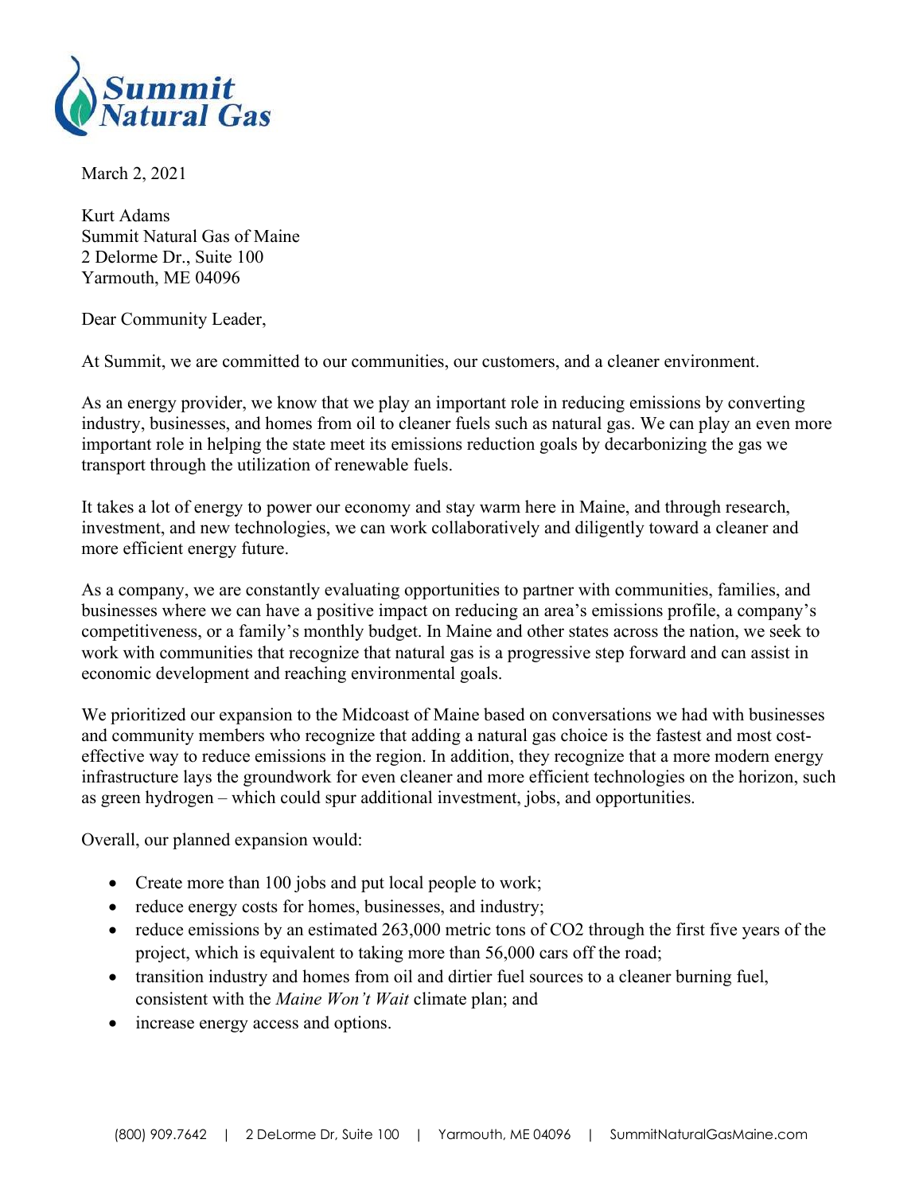**Summit Natural Gas**

March 2, 2021

Kurt Adams
Summit Natural Gas of Maine
2 Delorme Dr., Suite 100
Yarmouth, ME 04096

Dear Community Leader,

At Summit, we are committed to our communities, our customers, and a cleaner environment.

As an energy provider, we know that we play an important role in reducing emissions by converting industry, businesses, and homes from oil to cleaner fuels such as natural gas. We can play an even more important role in helping the state meet its emissions reduction goals by decarbonizing the gas we transport through the utilization of renewable fuels.

It takes a lot of energy to power our economy and stay warm here in Maine, and through research, investment, and new technologies, we can work collaboratively and diligently toward a cleaner and more efficient energy future.

As a company, we are constantly evaluating opportunities to partner with communities, families, and businesses where we can have a positive impact on reducing an area's emissions profile, a company's competitiveness, or a family's monthly budget. In Maine and other states across the nation, we seek to work with communities that recognize that natural gas is a progressive step forward and can assist in economic development and reaching environmental goals.

We prioritized our expansion to the Midcoast of Maine based on conversations we had with businesses and community members who recognize that adding a natural gas choice is the fastest and most cost-effective way to reduce emissions in the region. In addition, they recognize that a more modern energy infrastructure lays the groundwork for even cleaner and more efficient technologies on the horizon, such as green hydrogen – which could spur additional investment, jobs, and opportunities.

Overall, our planned expansion would:

- Create more than 100 jobs and put local people to work;
- reduce energy costs for homes, businesses, and industry;
- reduce emissions by an estimated 263,000 metric tons of $CO_2$ through the first five years of the project, which is equivalent to taking more than 56,000 cars off the road;
- transition industry and homes from oil and dirtier fuel sources to a cleaner burning fuel, consistent with the *Maine Won't Wait* climate plan; and
- increase energy access and options.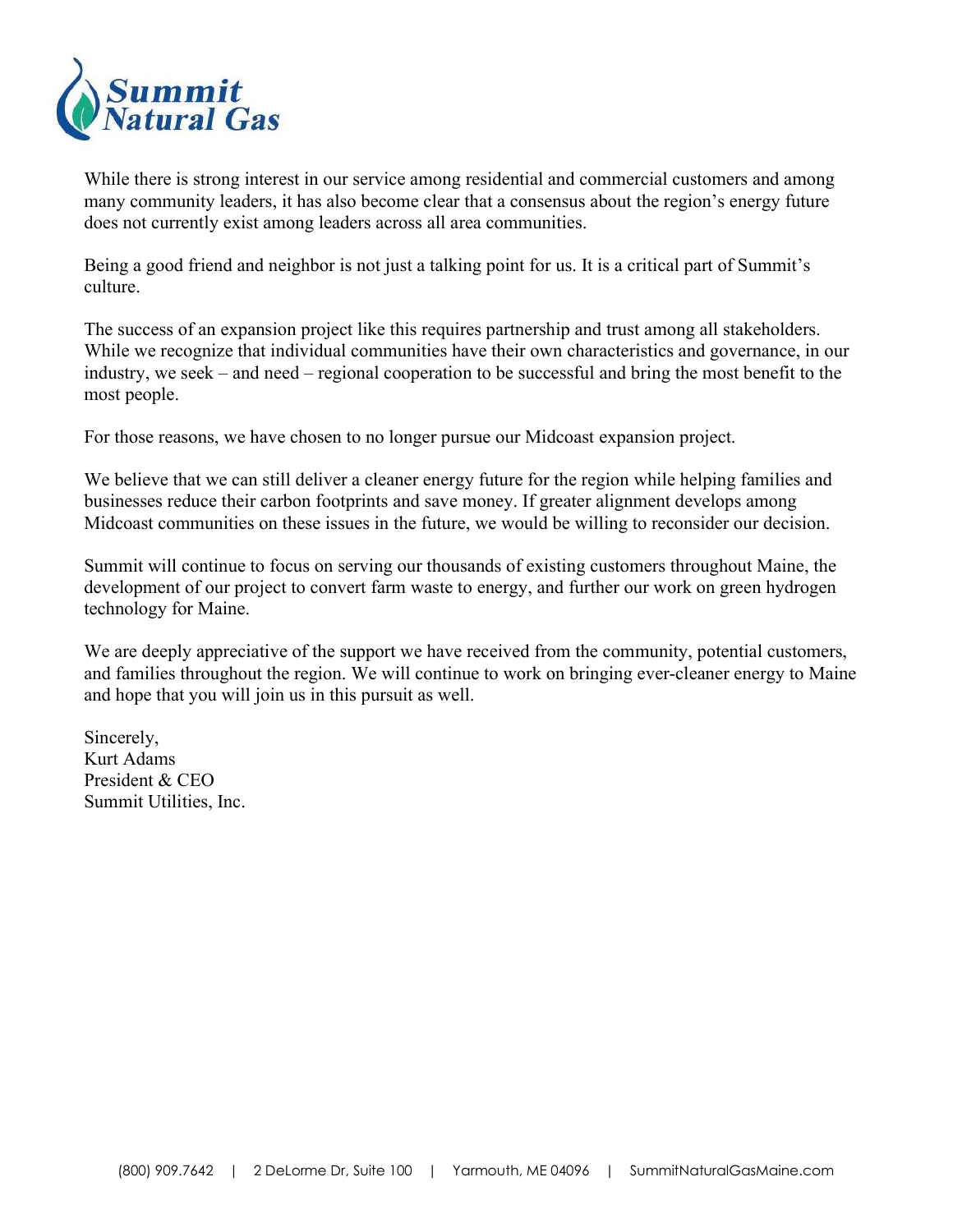While there is strong interest in our service among residential and commercial customers and among many community leaders, it has also become clear that a consensus about the region's energy future does not currently exist among leaders across all area communities.

Being a good friend and neighbor is not just a talking point for us. It is a critical part of Summit's culture.

The success of an expansion project like this requires partnership and trust among all stakeholders. While we recognize that individual communities have their own characteristics and governance, in our industry, we seek – and need – regional cooperation to be successful and bring the most benefit to the most people.

For those reasons, we have chosen to no longer pursue our Midcoast expansion project.

We believe that we can still deliver a cleaner energy future for the region while helping families and businesses reduce their carbon footprints and save money. If greater alignment develops among Midcoast communities on these issues in the future, we would be willing to reconsider our decision.

Summit will continue to focus on serving our thousands of existing customers throughout Maine, the development of our project to convert farm waste to energy, and further our work on green hydrogen technology for Maine.

We are deeply appreciative of the support we have received from the community, potential customers, and families throughout the region. We will continue to work on bringing ever-cleaner energy to Maine and hope that you will join us in this pursuit as well.

Sincerely,
Kurt Adams
President & CEO
Summit Utilities, Inc.